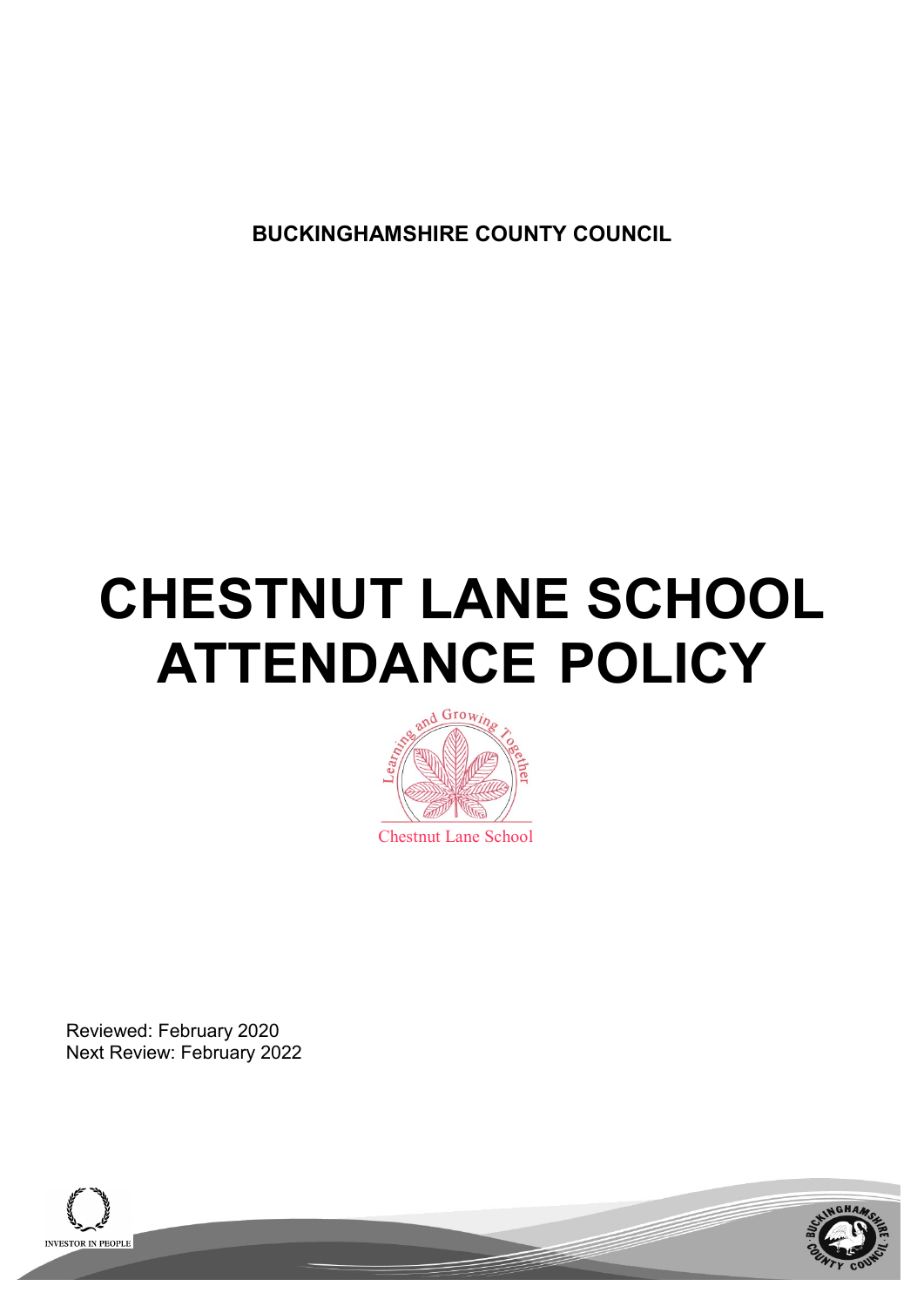**BUCKINGHAMSHIRE COUNTY COUNCIL**

# CHESTNUT LANE SCHOOL ATTENDANCE POLICY

Reviewed: February 2020
Next Review: February 2022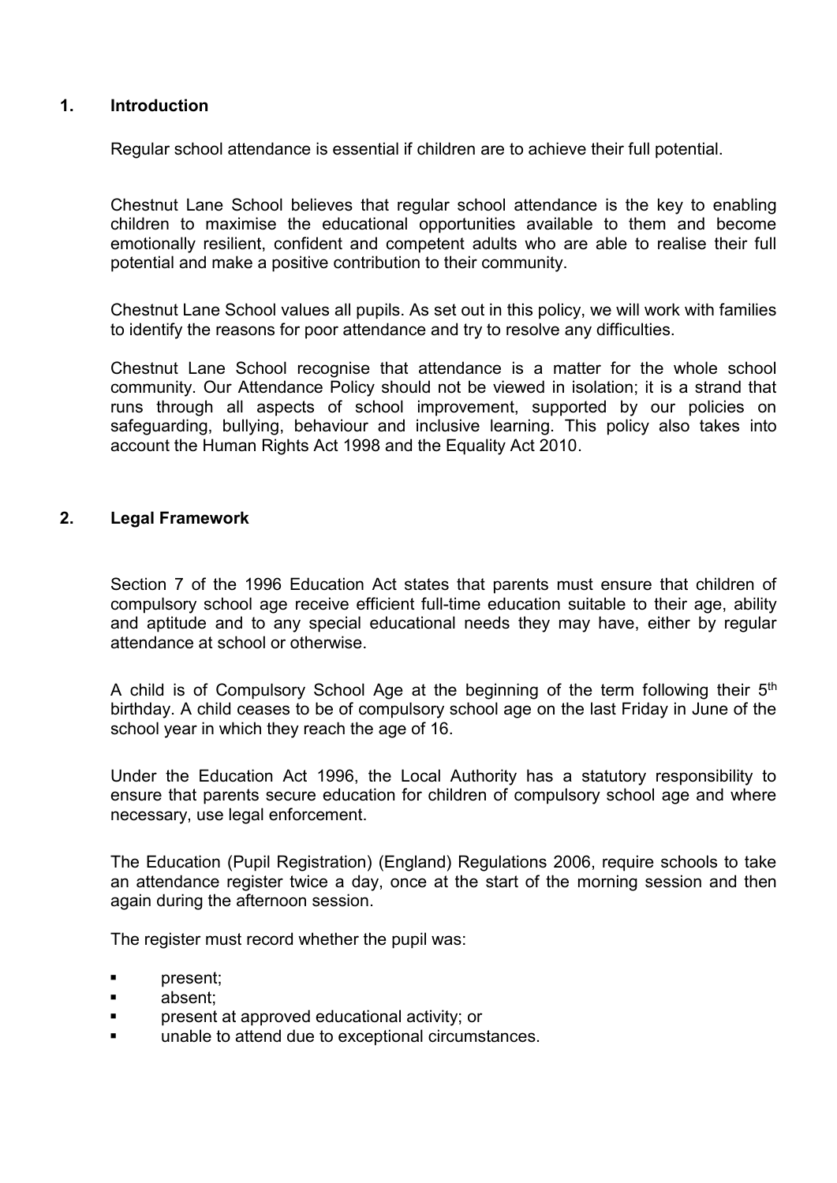## 1. Introduction

Regular school attendance is essential if children are to achieve their full potential.

Chestnut Lane School believes that regular school attendance is the key to enabling children to maximise the educational opportunities available to them and become emotionally resilient, confident and competent adults who are able to realise their full potential and make a positive contribution to their community.

Chestnut Lane School values all pupils. As set out in this policy, we will work with families to identify the reasons for poor attendance and try to resolve any difficulties.

Chestnut Lane School recognise that attendance is a matter for the whole school community. Our Attendance Policy should not be viewed in isolation; it is a strand that runs through all aspects of school improvement, supported by our policies on safeguarding, bullying, behaviour and inclusive learning. This policy also takes into account the Human Rights Act 1998 and the Equality Act 2010.

## 2. Legal Framework

Section 7 of the 1996 Education Act states that parents must ensure that children of compulsory school age receive efficient full-time education suitable to their age, ability and aptitude and to any special educational needs they may have, either by regular attendance at school or otherwise.

A child is of Compulsory School Age at the beginning of the term following their 5th birthday. A child ceases to be of compulsory school age on the last Friday in June of the school year in which they reach the age of 16.

Under the Education Act 1996, the Local Authority has a statutory responsibility to ensure that parents secure education for children of compulsory school age and where necessary, use legal enforcement.

The Education (Pupil Registration) (England) Regulations 2006, require schools to take an attendance register twice a day, once at the start of the morning session and then again during the afternoon session.

The register must record whether the pupil was:

- present;
- absent;
- present at approved educational activity; or
- unable to attend due to exceptional circumstances.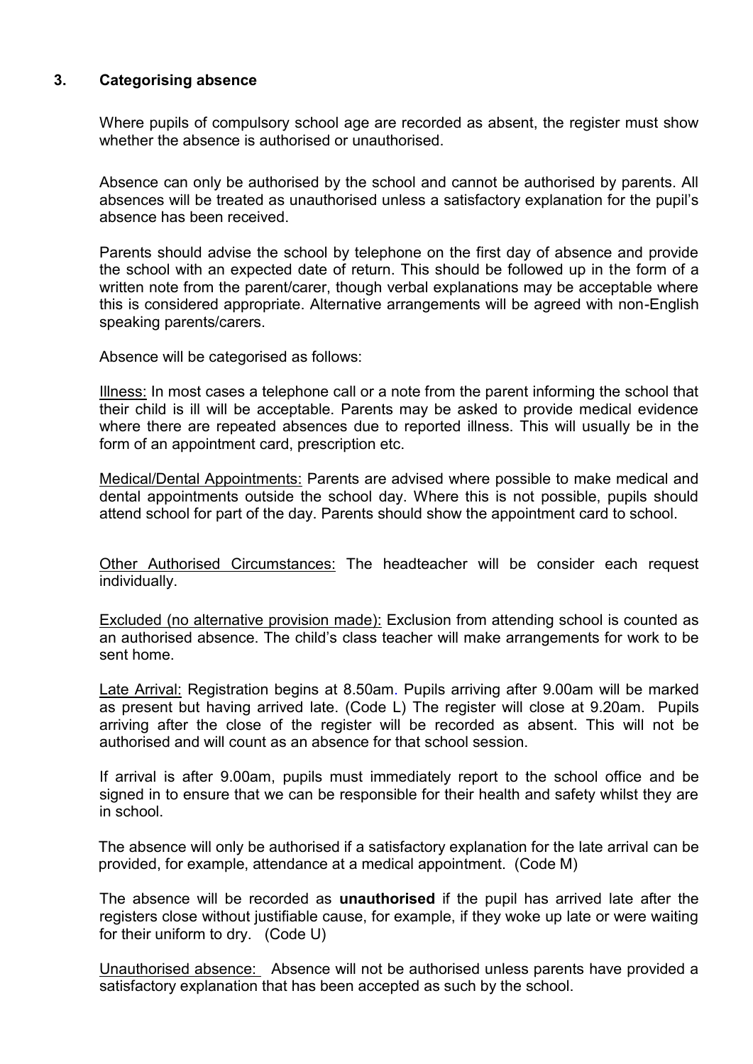## 3. Categorising absence

Where pupils of compulsory school age are recorded as absent, the register must show whether the absence is authorised or unauthorised.

Absence can only be authorised by the school and cannot be authorised by parents. All absences will be treated as unauthorised unless a satisfactory explanation for the pupil's absence has been received.

Parents should advise the school by telephone on the first day of absence and provide the school with an expected date of return. This should be followed up in the form of a written note from the parent/carer, though verbal explanations may be acceptable where this is considered appropriate. Alternative arrangements will be agreed with non-English speaking parents/carers.

Absence will be categorised as follows:

Illness: In most cases a telephone call or a note from the parent informing the school that their child is ill will be acceptable. Parents may be asked to provide medical evidence where there are repeated absences due to reported illness. This will usually be in the form of an appointment card, prescription etc.

Medical/Dental Appointments: Parents are advised where possible to make medical and dental appointments outside the school day. Where this is not possible, pupils should attend school for part of the day. Parents should show the appointment card to school.

Other Authorised Circumstances: The headteacher will be consider each request individually.

Excluded (no alternative provision made): Exclusion from attending school is counted as an authorised absence. The child's class teacher will make arrangements for work to be sent home.

Late Arrival: Registration begins at 8.50am. Pupils arriving after 9.00am will be marked as present but having arrived late. (Code L) The register will close at 9.20am. Pupils arriving after the close of the register will be recorded as absent. This will not be authorised and will count as an absence for that school session.

If arrival is after 9.00am, pupils must immediately report to the school office and be signed in to ensure that we can be responsible for their health and safety whilst they are in school.

The absence will only be authorised if a satisfactory explanation for the late arrival can be provided, for example, attendance at a medical appointment. (Code M)

The absence will be recorded as **unauthorised** if the pupil has arrived late after the registers close without justifiable cause, for example, if they woke up late or were waiting for their uniform to dry. (Code U)

Unauthorised absence: Absence will not be authorised unless parents have provided a satisfactory explanation that has been accepted as such by the school.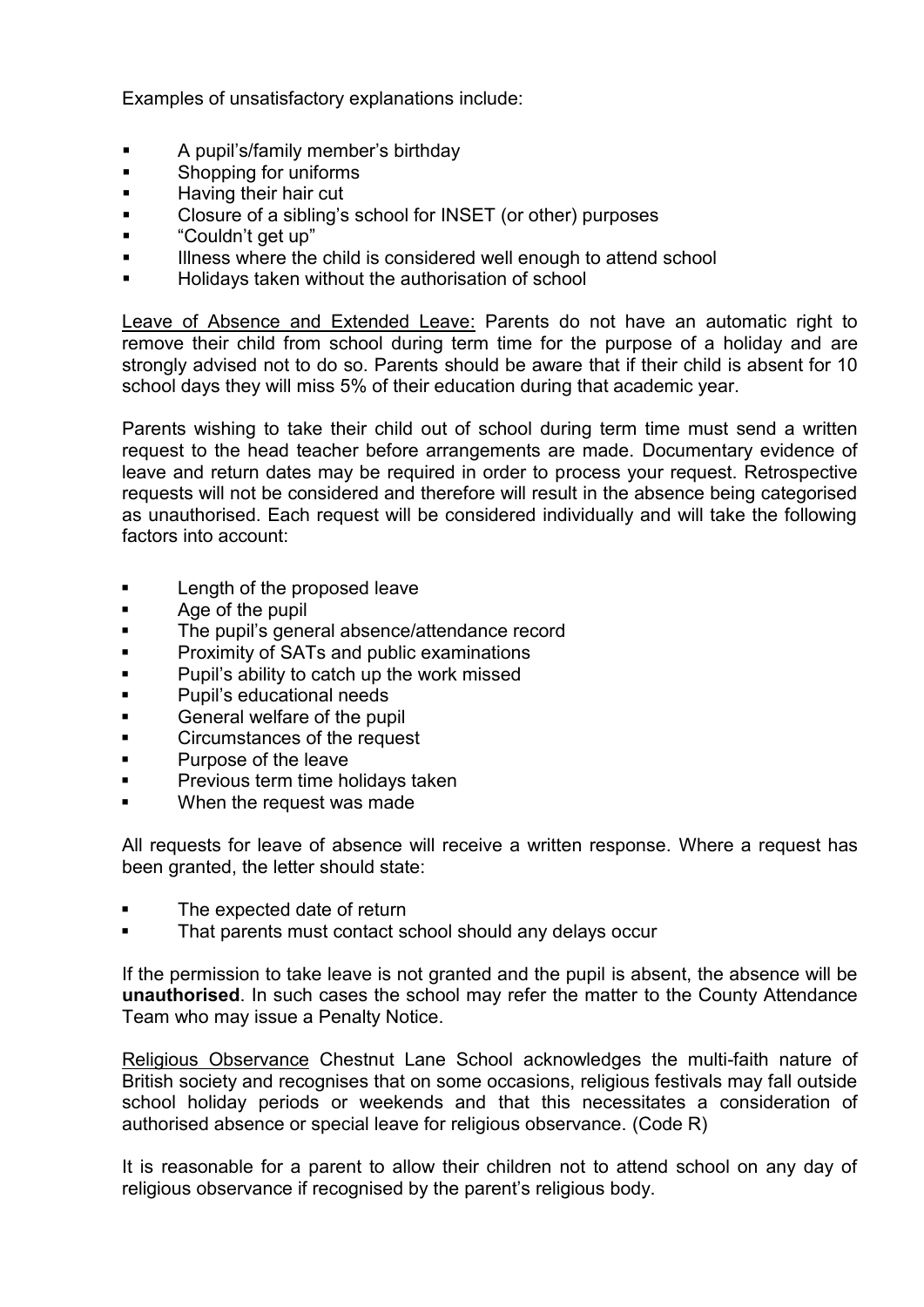Examples of unsatisfactory explanations include:

- A pupil's/family member's birthday
- Shopping for uniforms
- Having their hair cut
- Closure of a sibling's school for INSET (or other) purposes
- "Couldn't get up"
- Illness where the child is considered well enough to attend school
- Holidays taken without the authorisation of school

Leave of Absence and Extended Leave: Parents do not have an automatic right to remove their child from school during term time for the purpose of a holiday and are strongly advised not to do so. Parents should be aware that if their child is absent for 10 school days they will miss 5% of their education during that academic year.

Parents wishing to take their child out of school during term time must send a written request to the head teacher before arrangements are made. Documentary evidence of leave and return dates may be required in order to process your request. Retrospective requests will not be considered and therefore will result in the absence being categorised as unauthorised. Each request will be considered individually and will take the following factors into account:

- Length of the proposed leave
- Age of the pupil
- The pupil's general absence/attendance record
- Proximity of SATs and public examinations
- Pupil's ability to catch up the work missed
- Pupil's educational needs
- General welfare of the pupil
- Circumstances of the request
- Purpose of the leave
- Previous term time holidays taken
- When the request was made

All requests for leave of absence will receive a written response. Where a request has been granted, the letter should state:

- The expected date of return
- That parents must contact school should any delays occur

If the permission to take leave is not granted and the pupil is absent, the absence will be **unauthorised**. In such cases the school may refer the matter to the County Attendance Team who may issue a Penalty Notice.

Religious Observance Chestnut Lane School acknowledges the multi-faith nature of British society and recognises that on some occasions, religious festivals may fall outside school holiday periods or weekends and that this necessitates a consideration of authorised absence or special leave for religious observance. (Code R)

It is reasonable for a parent to allow their children not to attend school on any day of religious observance if recognised by the parent's religious body.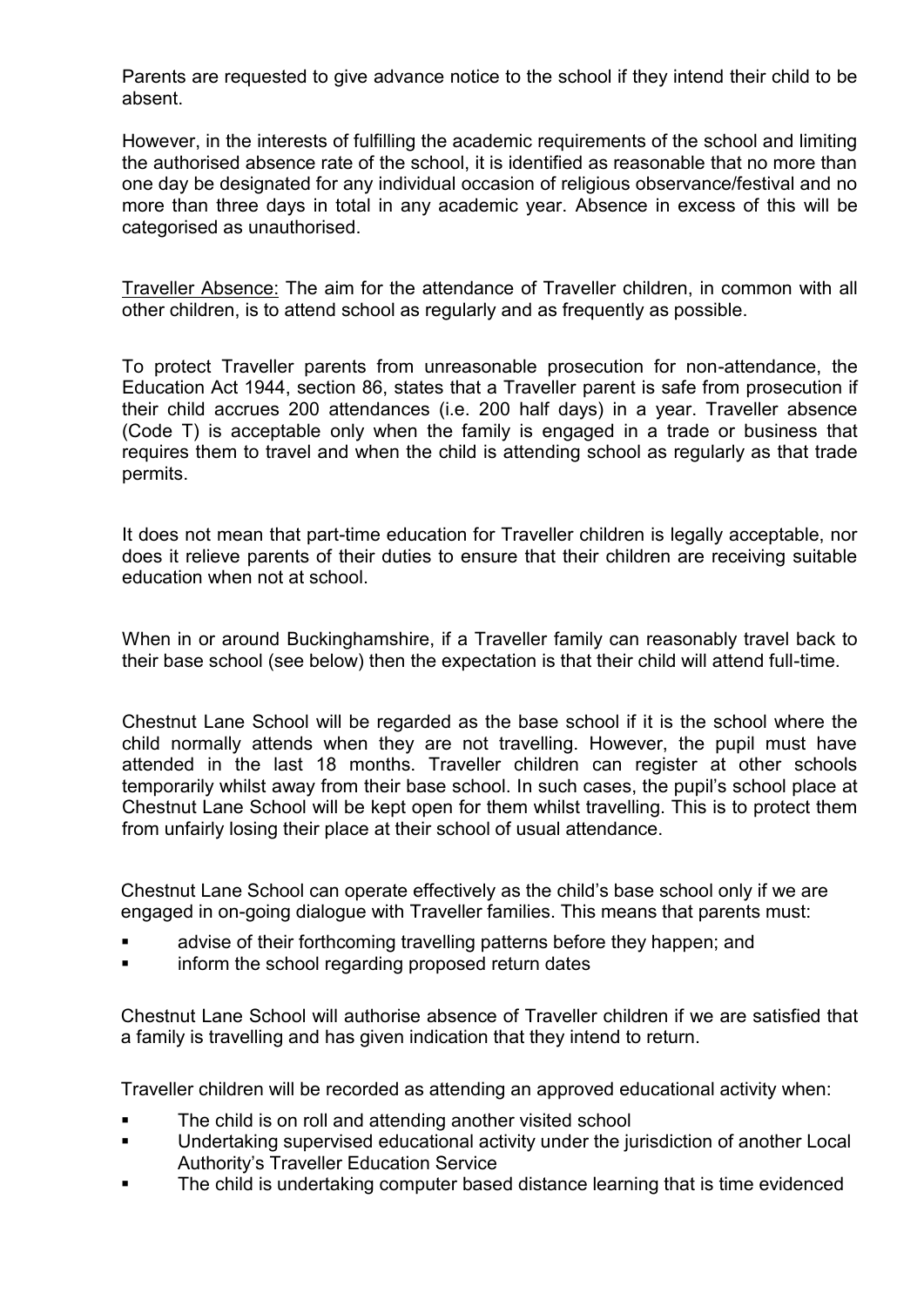Parents are requested to give advance notice to the school if they intend their child to be absent.

However, in the interests of fulfilling the academic requirements of the school and limiting the authorised absence rate of the school, it is identified as reasonable that no more than one day be designated for any individual occasion of religious observance/festival and no more than three days in total in any academic year. Absence in excess of this will be categorised as unauthorised.

<u>Traveller Absence:</u> The aim for the attendance of Traveller children, in common with all other children, is to attend school as regularly and as frequently as possible.

To protect Traveller parents from unreasonable prosecution for non-attendance, the Education Act 1944, section 86, states that a Traveller parent is safe from prosecution if their child accrues 200 attendances (i.e. 200 half days) in a year. Traveller absence (Code T) is acceptable only when the family is engaged in a trade or business that requires them to travel and when the child is attending school as regularly as that trade permits.

It does not mean that part-time education for Traveller children is legally acceptable, nor does it relieve parents of their duties to ensure that their children are receiving suitable education when not at school.

When in or around Buckinghamshire, if a Traveller family can reasonably travel back to their base school (see below) then the expectation is that their child will attend full-time.

Chestnut Lane School will be regarded as the base school if it is the school where the child normally attends when they are not travelling. However, the pupil must have attended in the last 18 months. Traveller children can register at other schools temporarily whilst away from their base school. In such cases, the pupil's school place at Chestnut Lane School will be kept open for them whilst travelling. This is to protect them from unfairly losing their place at their school of usual attendance.

Chestnut Lane School can operate effectively as the child's base school only if we are engaged in on-going dialogue with Traveller families. This means that parents must:

- advise of their forthcoming travelling patterns before they happen; and
- inform the school regarding proposed return dates

Chestnut Lane School will authorise absence of Traveller children if we are satisfied that a family is travelling and has given indication that they intend to return.

Traveller children will be recorded as attending an approved educational activity when:

- The child is on roll and attending another visited school
- Undertaking supervised educational activity under the jurisdiction of another Local Authority's Traveller Education Service
- The child is undertaking computer based distance learning that is time evidenced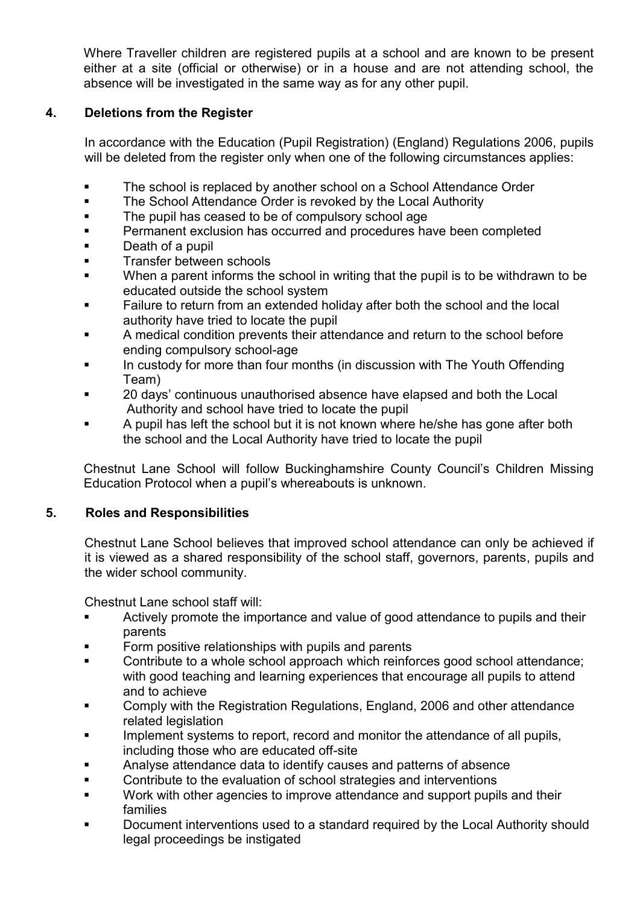Where Traveller children are registered pupils at a school and are known to be present either at a site (official or otherwise) or in a house and are not attending school, the absence will be investigated in the same way as for any other pupil.

## 4. Deletions from the Register

In accordance with the Education (Pupil Registration) (England) Regulations 2006, pupils will be deleted from the register only when one of the following circumstances applies:

- The school is replaced by another school on a School Attendance Order
- The School Attendance Order is revoked by the Local Authority
- The pupil has ceased to be of compulsory school age
- Permanent exclusion has occurred and procedures have been completed
- Death of a pupil
- Transfer between schools
- When a parent informs the school in writing that the pupil is to be withdrawn to be educated outside the school system
- Failure to return from an extended holiday after both the school and the local authority have tried to locate the pupil
- A medical condition prevents their attendance and return to the school before ending compulsory school-age
- In custody for more than four months (in discussion with The Youth Offending Team)
- 20 days' continuous unauthorised absence have elapsed and both the Local Authority and school have tried to locate the pupil
- A pupil has left the school but it is not known where he/she has gone after both the school and the Local Authority have tried to locate the pupil

Chestnut Lane School will follow Buckinghamshire County Council's Children Missing Education Protocol when a pupil's whereabouts is unknown.

## 5. Roles and Responsibilities

Chestnut Lane School believes that improved school attendance can only be achieved if it is viewed as a shared responsibility of the school staff, governors, parents, pupils and the wider school community.

Chestnut Lane school staff will:

- Actively promote the importance and value of good attendance to pupils and their parents
- Form positive relationships with pupils and parents
- Contribute to a whole school approach which reinforces good school attendance; with good teaching and learning experiences that encourage all pupils to attend and to achieve
- Comply with the Registration Regulations, England, 2006 and other attendance related legislation
- Implement systems to report, record and monitor the attendance of all pupils, including those who are educated off-site
- Analyse attendance data to identify causes and patterns of absence
- Contribute to the evaluation of school strategies and interventions
- Work with other agencies to improve attendance and support pupils and their families
- Document interventions used to a standard required by the Local Authority should legal proceedings be instigated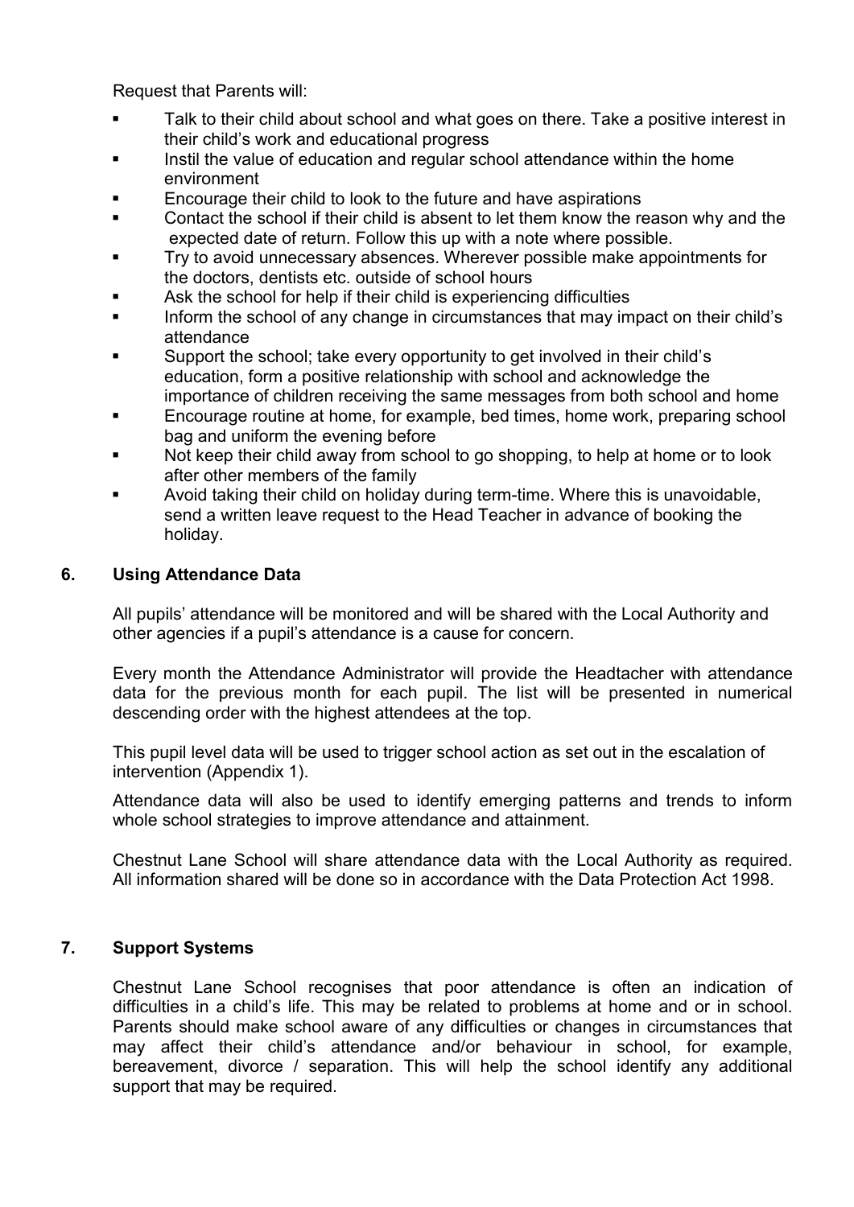Request that Parents will:

- Talk to their child about school and what goes on there. Take a positive interest in their child's work and educational progress
- Instil the value of education and regular school attendance within the home environment
- Encourage their child to look to the future and have aspirations
- Contact the school if their child is absent to let them know the reason why and the expected date of return. Follow this up with a note where possible.
- Try to avoid unnecessary absences. Wherever possible make appointments for the doctors, dentists etc. outside of school hours
- Ask the school for help if their child is experiencing difficulties
- Inform the school of any change in circumstances that may impact on their child's attendance
- Support the school; take every opportunity to get involved in their child's education, form a positive relationship with school and acknowledge the importance of children receiving the same messages from both school and home
- Encourage routine at home, for example, bed times, home work, preparing school bag and uniform the evening before
- Not keep their child away from school to go shopping, to help at home or to look after other members of the family
- Avoid taking their child on holiday during term-time. Where this is unavoidable, send a written leave request to the Head Teacher in advance of booking the holiday.

## 6. Using Attendance Data

All pupils' attendance will be monitored and will be shared with the Local Authority and other agencies if a pupil's attendance is a cause for concern.

Every month the Attendance Administrator will provide the Headtacher with attendance data for the previous month for each pupil. The list will be presented in numerical descending order with the highest attendees at the top.

This pupil level data will be used to trigger school action as set out in the escalation of intervention (Appendix 1).

Attendance data will also be used to identify emerging patterns and trends to inform whole school strategies to improve attendance and attainment.

Chestnut Lane School will share attendance data with the Local Authority as required. All information shared will be done so in accordance with the Data Protection Act 1998.

## 7. Support Systems

Chestnut Lane School recognises that poor attendance is often an indication of difficulties in a child's life. This may be related to problems at home and or in school. Parents should make school aware of any difficulties or changes in circumstances that may affect their child's attendance and/or behaviour in school, for example, bereavement, divorce / separation. This will help the school identify any additional support that may be required.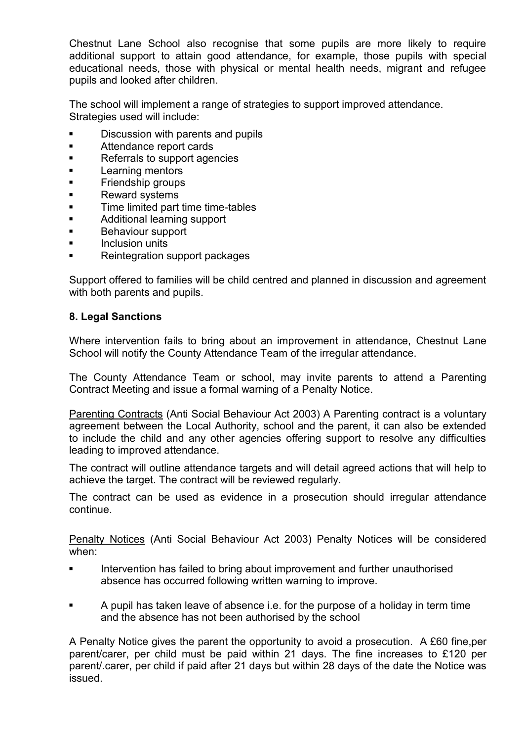Chestnut Lane School also recognise that some pupils are more likely to require additional support to attain good attendance, for example, those pupils with special educational needs, those with physical or mental health needs, migrant and refugee pupils and looked after children.

The school will implement a range of strategies to support improved attendance. Strategies used will include:

- Discussion with parents and pupils
- Attendance report cards
- Referrals to support agencies
- Learning mentors
- Friendship groups
- Reward systems
- Time limited part time time-tables
- Additional learning support
- Behaviour support
- Inclusion units
- Reintegration support packages

Support offered to families will be child centred and planned in discussion and agreement with both parents and pupils.

## 8. Legal Sanctions

Where intervention fails to bring about an improvement in attendance, Chestnut Lane School will notify the County Attendance Team of the irregular attendance.

The County Attendance Team or school, may invite parents to attend a Parenting Contract Meeting and issue a formal warning of a Penalty Notice.

Parenting Contracts (Anti Social Behaviour Act 2003) A Parenting contract is a voluntary agreement between the Local Authority, school and the parent, it can also be extended to include the child and any other agencies offering support to resolve any difficulties leading to improved attendance.

The contract will outline attendance targets and will detail agreed actions that will help to achieve the target. The contract will be reviewed regularly.

The contract can be used as evidence in a prosecution should irregular attendance continue.

Penalty Notices (Anti Social Behaviour Act 2003) Penalty Notices will be considered when:

- Intervention has failed to bring about improvement and further unauthorised absence has occurred following written warning to improve.
- A pupil has taken leave of absence i.e. for the purpose of a holiday in term time and the absence has not been authorised by the school

A Penalty Notice gives the parent the opportunity to avoid a prosecution. A £60 fine,per parent/carer, per child must be paid within 21 days. The fine increases to £120 per parent/.carer, per child if paid after 21 days but within 28 days of the date the Notice was issued.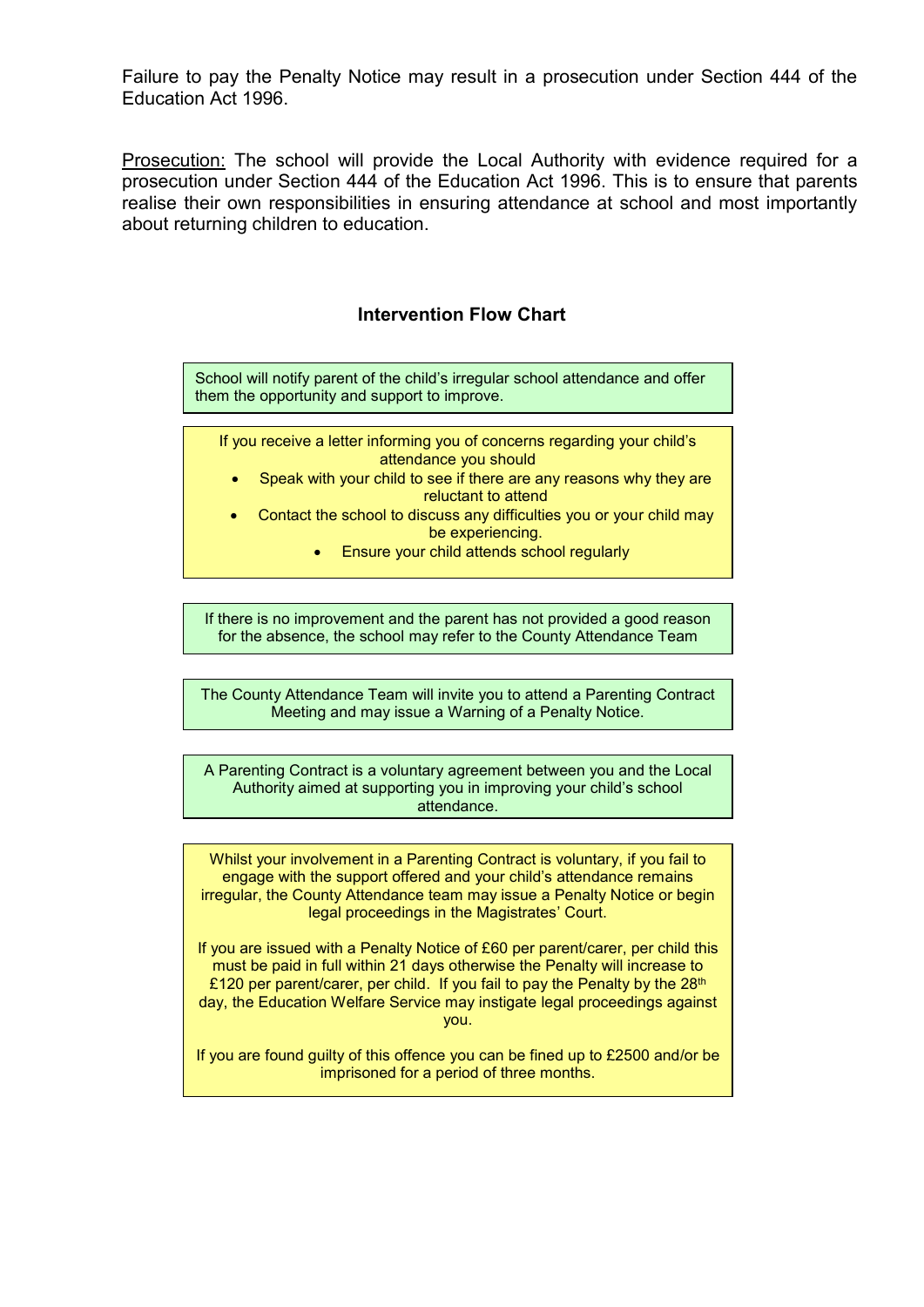Failure to pay the Penalty Notice may result in a prosecution under Section 444 of the Education Act 1996.

Prosecution: The school will provide the Local Authority with evidence required for a prosecution under Section 444 of the Education Act 1996. This is to ensure that parents realise their own responsibilities in ensuring attendance at school and most importantly about returning children to education.

### Intervention Flow Chart

School will notify parent of the child's irregular school attendance and offer them the opportunity and support to improve.

If you receive a letter informing you of concerns regarding your child's attendance you should

- Speak with your child to see if there are any reasons why they are reluctant to attend
- Contact the school to discuss any difficulties you or your child may be experiencing.
- Ensure your child attends school regularly

If there is no improvement and the parent has not provided a good reason for the absence, the school may refer to the County Attendance Team

The County Attendance Team will invite you to attend a Parenting Contract Meeting and may issue a Warning of a Penalty Notice.

A Parenting Contract is a voluntary agreement between you and the Local Authority aimed at supporting you in improving your child's school attendance.

Whilst your involvement in a Parenting Contract is voluntary, if you fail to engage with the support offered and your child's attendance remains irregular, the County Attendance team may issue a Penalty Notice or begin legal proceedings in the Magistrates' Court.

If you are issued with a Penalty Notice of £60 per parent/carer, per child this must be paid in full within 21 days otherwise the Penalty will increase to £120 per parent/carer, per child. If you fail to pay the Penalty by the 28th day, the Education Welfare Service may instigate legal proceedings against you.

If you are found guilty of this offence you can be fined up to £2500 and/or be imprisoned for a period of three months.